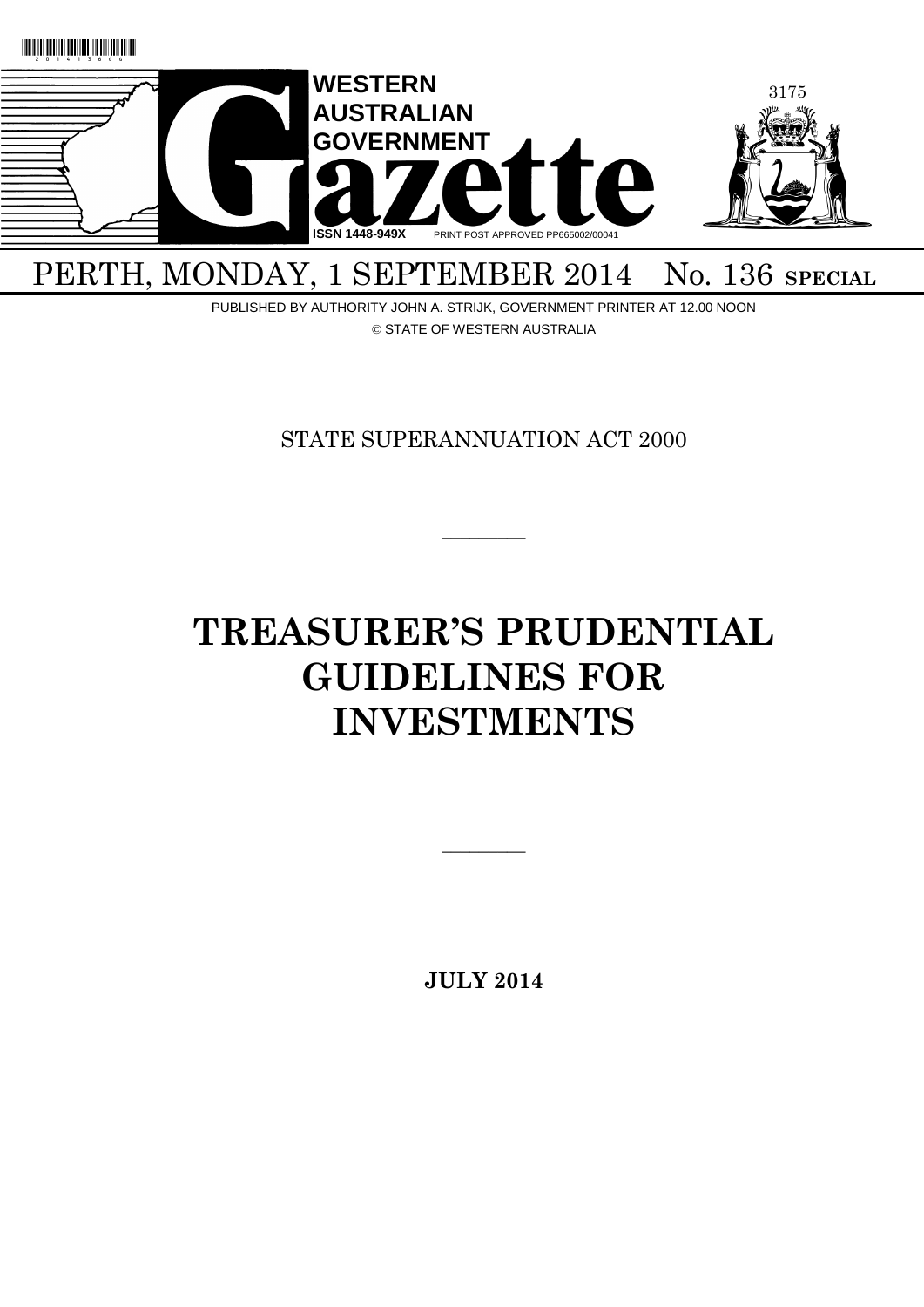WESTERN AUSTRALIAN GOVERNMENT Gazette

ISSN 1448-949X PRINT POST APPROVED PP665002/00041

PERTH, MONDAY, 1 SEPTEMBER 2014 No. 136 SPECIAL

PUBLISHED BY AUTHORITY JOHN A. STRIJK, GOVERNMENT PRINTER AT 12.00 NOON

© STATE OF WESTERN AUSTRALIA

STATE SUPERANNUATION ACT 2000

---

# TREASURER'S PRUDENTIAL GUIDELINES FOR INVESTMENTS

---

**JULY 2014**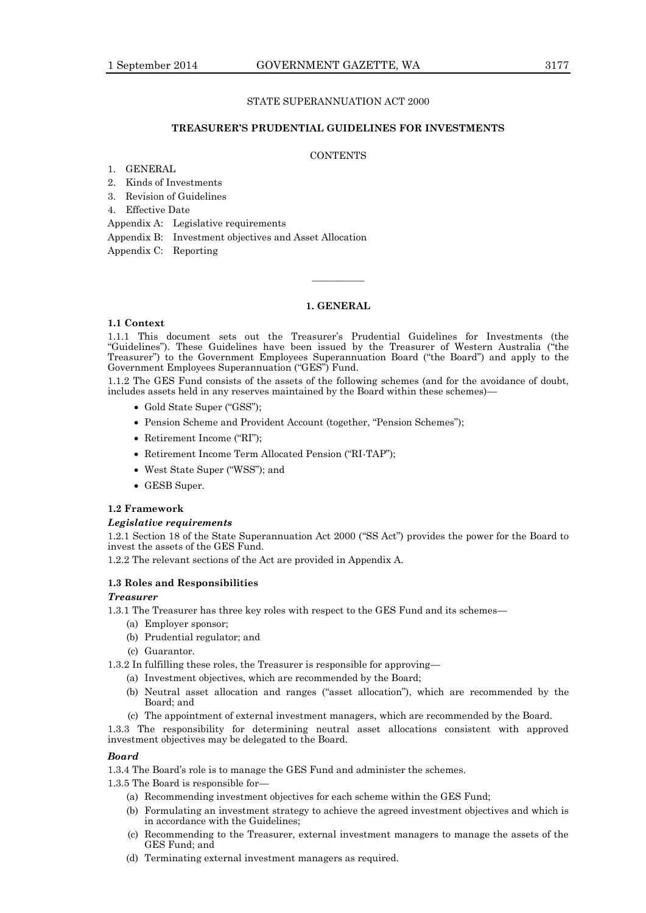STATE SUPERANNUATION ACT 2000

## TREASURER'S PRUDENTIAL GUIDELINES FOR INVESTMENTS

CONTENTS

1. GENERAL
2. Kinds of Investments
3. Revision of Guidelines
4. Effective Date

Appendix A: Legislative requirements

Appendix B: Investment objectives and Asset Allocation

Appendix C: Reporting

———————

## 1. GENERAL

### 1.1 Context

1.1.1 This document sets out the Treasurer's Prudential Guidelines for Investments (the "Guidelines"). These Guidelines have been issued by the Treasurer of Western Australia ("the Treasurer") to the Government Employees Superannuation Board ("the Board") and apply to the Government Employees Superannuation ("GES") Fund.

1.1.2 The GES Fund consists of the assets of the following schemes (and for the avoidance of doubt, includes assets held in any reserves maintained by the Board within these schemes)—

- Gold State Super ("GSS");
- Pension Scheme and Provident Account (together, "Pension Schemes");
- Retirement Income ("RI");
- Retirement Income Term Allocated Pension ("RI-TAP");
- West State Super ("WSS"); and
- GESB Super.

### 1.2 Framework

***Legislative requirements***

1.2.1 Section 18 of the State Superannuation Act 2000 ("SS Act") provides the power for the Board to invest the assets of the GES Fund.

1.2.2 The relevant sections of the Act are provided in Appendix A.

### 1.3 Roles and Responsibilities

***Treasurer***

1.3.1 The Treasurer has three key roles with respect to the GES Fund and its schemes—

(a) Employer sponsor;

(b) Prudential regulator; and

(c) Guarantor.

1.3.2 In fulfilling these roles, the Treasurer is responsible for approving—

(a) Investment objectives, which are recommended by the Board;

(b) Neutral asset allocation and ranges ("asset allocation"), which are recommended by the Board; and

(c) The appointment of external investment managers, which are recommended by the Board.

1.3.3 The responsibility for determining neutral asset allocations consistent with approved investment objectives may be delegated to the Board.

***Board***

1.3.4 The Board's role is to manage the GES Fund and administer the schemes.

1.3.5 The Board is responsible for—

(a) Recommending investment objectives for each scheme within the GES Fund;

(b) Formulating an investment strategy to achieve the agreed investment objectives and which is in accordance with the Guidelines;

(c) Recommending to the Treasurer, external investment managers to manage the assets of the GES Fund; and

(d) Terminating external investment managers as required.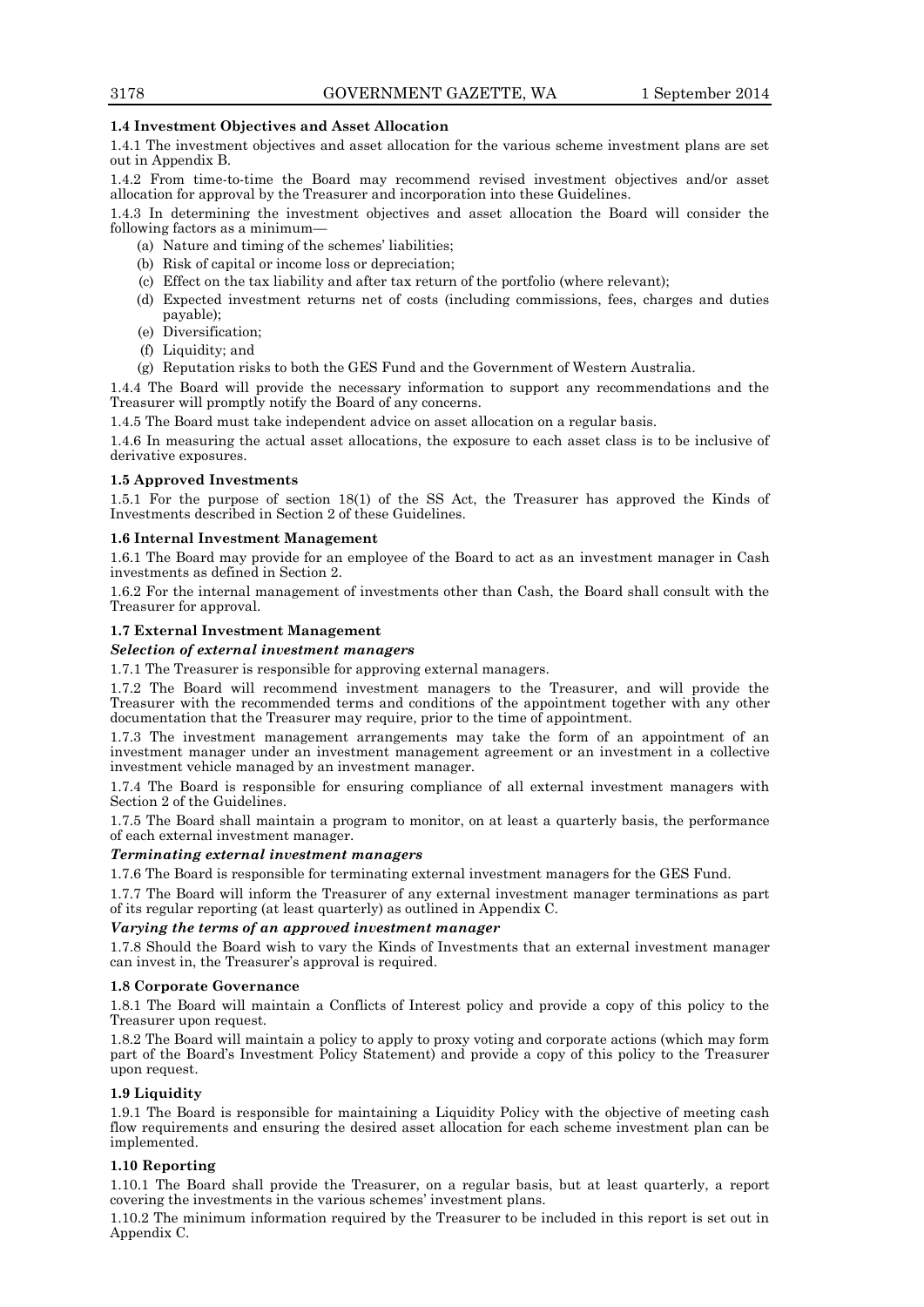### 1.4 Investment Objectives and Asset Allocation

1.4.1 The investment objectives and asset allocation for the various scheme investment plans are set out in Appendix B.

1.4.2 From time-to-time the Board may recommend revised investment objectives and/or asset allocation for approval by the Treasurer and incorporation into these Guidelines.

1.4.3 In determining the investment objectives and asset allocation the Board will consider the following factors as a minimum—

- (a) Nature and timing of the schemes' liabilities;
- (b) Risk of capital or income loss or depreciation;
- (c) Effect on the tax liability and after tax return of the portfolio (where relevant);
- (d) Expected investment returns net of costs (including commissions, fees, charges and duties payable);
- (e) Diversification;
- (f) Liquidity; and
- (g) Reputation risks to both the GES Fund and the Government of Western Australia.

1.4.4 The Board will provide the necessary information to support any recommendations and the Treasurer will promptly notify the Board of any concerns.

1.4.5 The Board must take independent advice on asset allocation on a regular basis.

1.4.6 In measuring the actual asset allocations, the exposure to each asset class is to be inclusive of derivative exposures.

### 1.5 Approved Investments

1.5.1 For the purpose of section 18(1) of the SS Act, the Treasurer has approved the Kinds of Investments described in Section 2 of these Guidelines.

### 1.6 Internal Investment Management

1.6.1 The Board may provide for an employee of the Board to act as an investment manager in Cash investments as defined in Section 2.

1.6.2 For the internal management of investments other than Cash, the Board shall consult with the Treasurer for approval.

### 1.7 External Investment Management

***Selection of external investment managers***

1.7.1 The Treasurer is responsible for approving external managers.

1.7.2 The Board will recommend investment managers to the Treasurer, and will provide the Treasurer with the recommended terms and conditions of the appointment together with any other documentation that the Treasurer may require, prior to the time of appointment.

1.7.3 The investment management arrangements may take the form of an appointment of an investment manager under an investment management agreement or an investment in a collective investment vehicle managed by an investment manager.

1.7.4 The Board is responsible for ensuring compliance of all external investment managers with Section 2 of the Guidelines.

1.7.5 The Board shall maintain a program to monitor, on at least a quarterly basis, the performance of each external investment manager.

***Terminating external investment managers***

1.7.6 The Board is responsible for terminating external investment managers for the GES Fund.

1.7.7 The Board will inform the Treasurer of any external investment manager terminations as part of its regular reporting (at least quarterly) as outlined in Appendix C.

***Varying the terms of an approved investment manager***

1.7.8 Should the Board wish to vary the Kinds of Investments that an external investment manager can invest in, the Treasurer's approval is required.

### 1.8 Corporate Governance

1.8.1 The Board will maintain a Conflicts of Interest policy and provide a copy of this policy to the Treasurer upon request.

1.8.2 The Board will maintain a policy to apply to proxy voting and corporate actions (which may form part of the Board's Investment Policy Statement) and provide a copy of this policy to the Treasurer upon request.

### 1.9 Liquidity

1.9.1 The Board is responsible for maintaining a Liquidity Policy with the objective of meeting cash flow requirements and ensuring the desired asset allocation for each scheme investment plan can be implemented.

### 1.10 Reporting

1.10.1 The Board shall provide the Treasurer, on a regular basis, but at least quarterly, a report covering the investments in the various schemes' investment plans.

1.10.2 The minimum information required by the Treasurer to be included in this report is set out in Appendix C.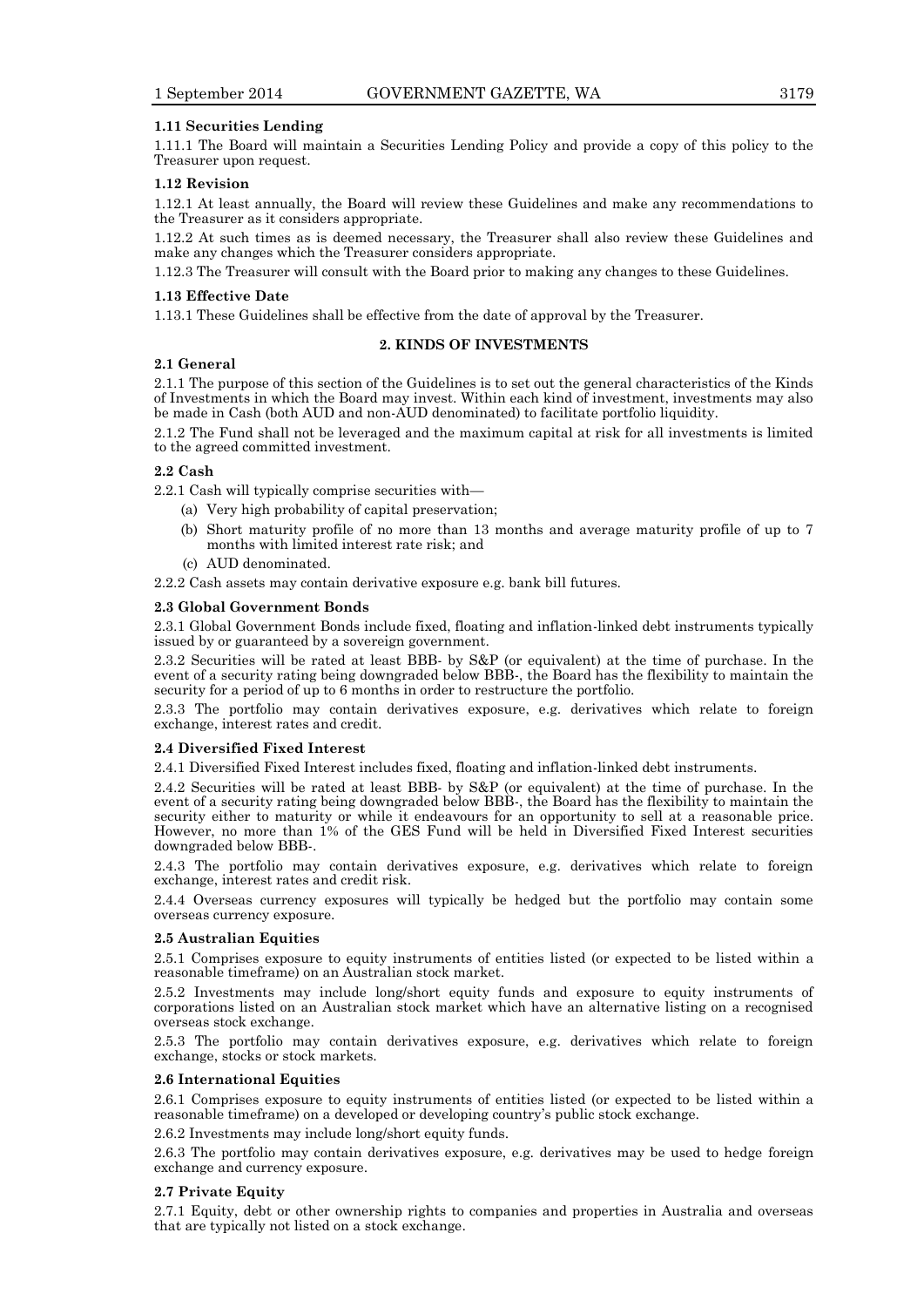### 1.11 Securities Lending

1.11.1 The Board will maintain a Securities Lending Policy and provide a copy of this policy to the Treasurer upon request.

### 1.12 Revision

1.12.1 At least annually, the Board will review these Guidelines and make any recommendations to the Treasurer as it considers appropriate.

1.12.2 At such times as is deemed necessary, the Treasurer shall also review these Guidelines and make any changes which the Treasurer considers appropriate.

1.12.3 The Treasurer will consult with the Board prior to making any changes to these Guidelines.

### 1.13 Effective Date

1.13.1 These Guidelines shall be effective from the date of approval by the Treasurer.

## 2. KINDS OF INVESTMENTS

### 2.1 General

2.1.1 The purpose of this section of the Guidelines is to set out the general characteristics of the Kinds of Investments in which the Board may invest. Within each kind of investment, investments may also be made in Cash (both AUD and non-AUD denominated) to facilitate portfolio liquidity.

2.1.2 The Fund shall not be leveraged and the maximum capital at risk for all investments is limited to the agreed committed investment.

### 2.2 Cash

2.2.1 Cash will typically comprise securities with—

(a) Very high probability of capital preservation;

(b) Short maturity profile of no more than 13 months and average maturity profile of up to 7 months with limited interest rate risk; and

(c) AUD denominated.

2.2.2 Cash assets may contain derivative exposure e.g. bank bill futures.

### 2.3 Global Government Bonds

2.3.1 Global Government Bonds include fixed, floating and inflation-linked debt instruments typically issued by or guaranteed by a sovereign government.

2.3.2 Securities will be rated at least BBB- by S&P (or equivalent) at the time of purchase. In the event of a security rating being downgraded below BBB-, the Board has the flexibility to maintain the security for a period of up to 6 months in order to restructure the portfolio.

2.3.3 The portfolio may contain derivatives exposure, e.g. derivatives which relate to foreign exchange, interest rates and credit.

### 2.4 Diversified Fixed Interest

2.4.1 Diversified Fixed Interest includes fixed, floating and inflation-linked debt instruments.

2.4.2 Securities will be rated at least BBB- by S&P (or equivalent) at the time of purchase. In the event of a security rating being downgraded below BBB-, the Board has the flexibility to maintain the security either to maturity or while it endeavours for an opportunity to sell at a reasonable price. However, no more than 1% of the GES Fund will be held in Diversified Fixed Interest securities downgraded below BBB-.

2.4.3 The portfolio may contain derivatives exposure, e.g. derivatives which relate to foreign exchange, interest rates and credit risk.

2.4.4 Overseas currency exposures will typically be hedged but the portfolio may contain some overseas currency exposure.

### 2.5 Australian Equities

2.5.1 Comprises exposure to equity instruments of entities listed (or expected to be listed within a reasonable timeframe) on an Australian stock market.

2.5.2 Investments may include long/short equity funds and exposure to equity instruments of corporations listed on an Australian stock market which have an alternative listing on a recognised overseas stock exchange.

2.5.3 The portfolio may contain derivatives exposure, e.g. derivatives which relate to foreign exchange, stocks or stock markets.

### 2.6 International Equities

2.6.1 Comprises exposure to equity instruments of entities listed (or expected to be listed within a reasonable timeframe) on a developed or developing country's public stock exchange.

2.6.2 Investments may include long/short equity funds.

2.6.3 The portfolio may contain derivatives exposure, e.g. derivatives may be used to hedge foreign exchange and currency exposure.

### 2.7 Private Equity

2.7.1 Equity, debt or other ownership rights to companies and properties in Australia and overseas that are typically not listed on a stock exchange.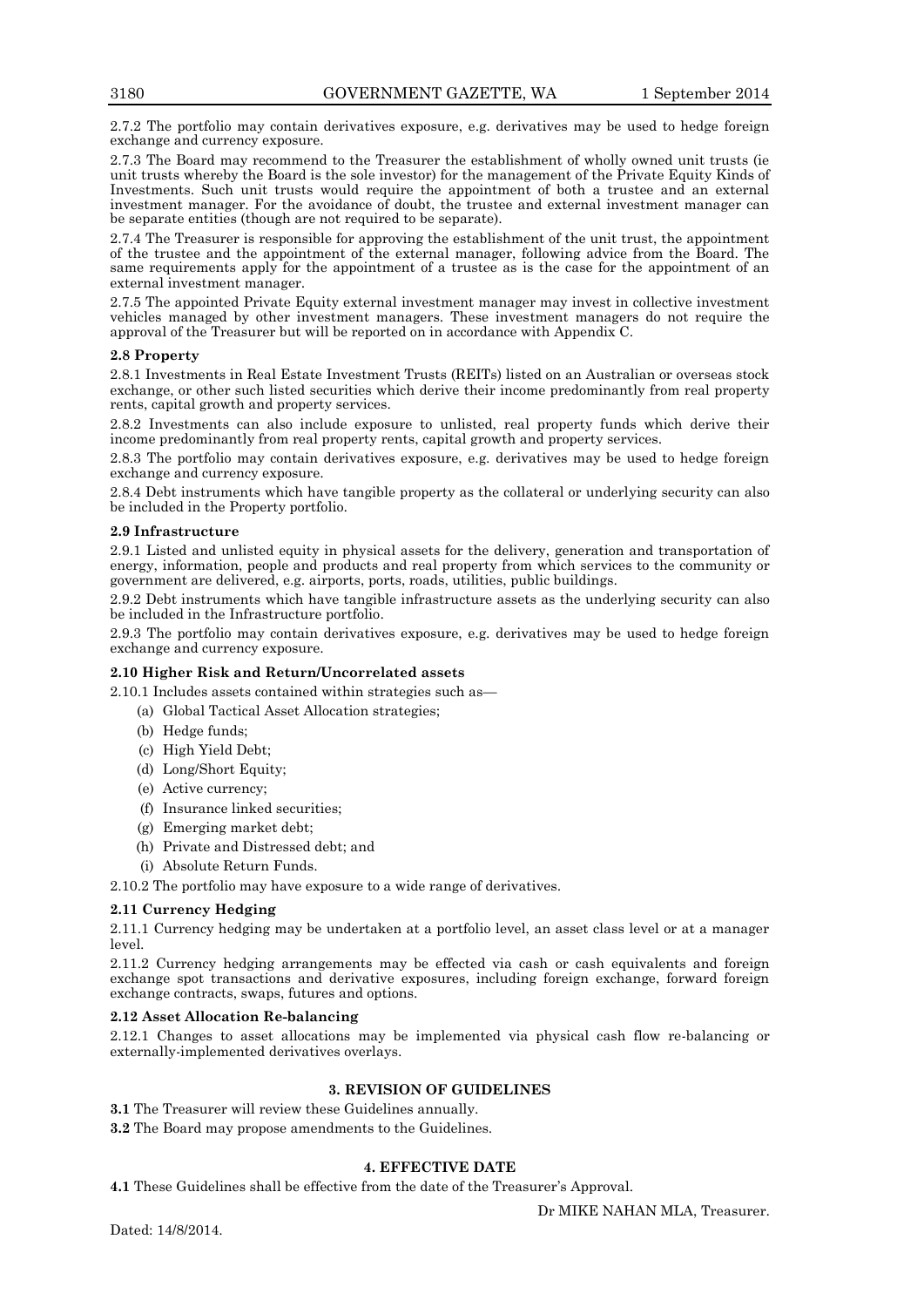2.7.2 The portfolio may contain derivatives exposure, e.g. derivatives may be used to hedge foreign exchange and currency exposure.

2.7.3 The Board may recommend to the Treasurer the establishment of wholly owned unit trusts (ie unit trusts whereby the Board is the sole investor) for the management of the Private Equity Kinds of Investments. Such unit trusts would require the appointment of both a trustee and an external investment manager. For the avoidance of doubt, the trustee and external investment manager can be separate entities (though are not required to be separate).

2.7.4 The Treasurer is responsible for approving the establishment of the unit trust, the appointment of the trustee and the appointment of the external manager, following advice from the Board. The same requirements apply for the appointment of a trustee as is the case for the appointment of an external investment manager.

2.7.5 The appointed Private Equity external investment manager may invest in collective investment vehicles managed by other investment managers. These investment managers do not require the approval of the Treasurer but will be reported on in accordance with Appendix C.

**2.8 Property**

2.8.1 Investments in Real Estate Investment Trusts (REITs) listed on an Australian or overseas stock exchange, or other such listed securities which derive their income predominantly from real property rents, capital growth and property services.

2.8.2 Investments can also include exposure to unlisted, real property funds which derive their income predominantly from real property rents, capital growth and property services.

2.8.3 The portfolio may contain derivatives exposure, e.g. derivatives may be used to hedge foreign exchange and currency exposure.

2.8.4 Debt instruments which have tangible property as the collateral or underlying security can also be included in the Property portfolio.

**2.9 Infrastructure**

2.9.1 Listed and unlisted equity in physical assets for the delivery, generation and transportation of energy, information, people and products and real property from which services to the community or government are delivered, e.g. airports, ports, roads, utilities, public buildings.

2.9.2 Debt instruments which have tangible infrastructure assets as the underlying security can also be included in the Infrastructure portfolio.

2.9.3 The portfolio may contain derivatives exposure, e.g. derivatives may be used to hedge foreign exchange and currency exposure.

**2.10 Higher Risk and Return/Uncorrelated assets**

2.10.1 Includes assets contained within strategies such as—

(a) Global Tactical Asset Allocation strategies;
(b) Hedge funds;
(c) High Yield Debt;
(d) Long/Short Equity;
(e) Active currency;
(f) Insurance linked securities;
(g) Emerging market debt;
(h) Private and Distressed debt; and
(i) Absolute Return Funds.

2.10.2 The portfolio may have exposure to a wide range of derivatives.

**2.11 Currency Hedging**

2.11.1 Currency hedging may be undertaken at a portfolio level, an asset class level or at a manager level.

2.11.2 Currency hedging arrangements may be effected via cash or cash equivalents and foreign exchange spot transactions and derivative exposures, including foreign exchange, forward foreign exchange contracts, swaps, futures and options.

**2.12 Asset Allocation Re-balancing**

2.12.1 Changes to asset allocations may be implemented via physical cash flow re-balancing or externally-implemented derivatives overlays.

## 3. REVISION OF GUIDELINES

**3.1** The Treasurer will review these Guidelines annually.

**3.2** The Board may propose amendments to the Guidelines.

## 4. EFFECTIVE DATE

**4.1** These Guidelines shall be effective from the date of the Treasurer's Approval.

Dr MIKE NAHAN MLA, Treasurer.

Dated: 14/8/2014.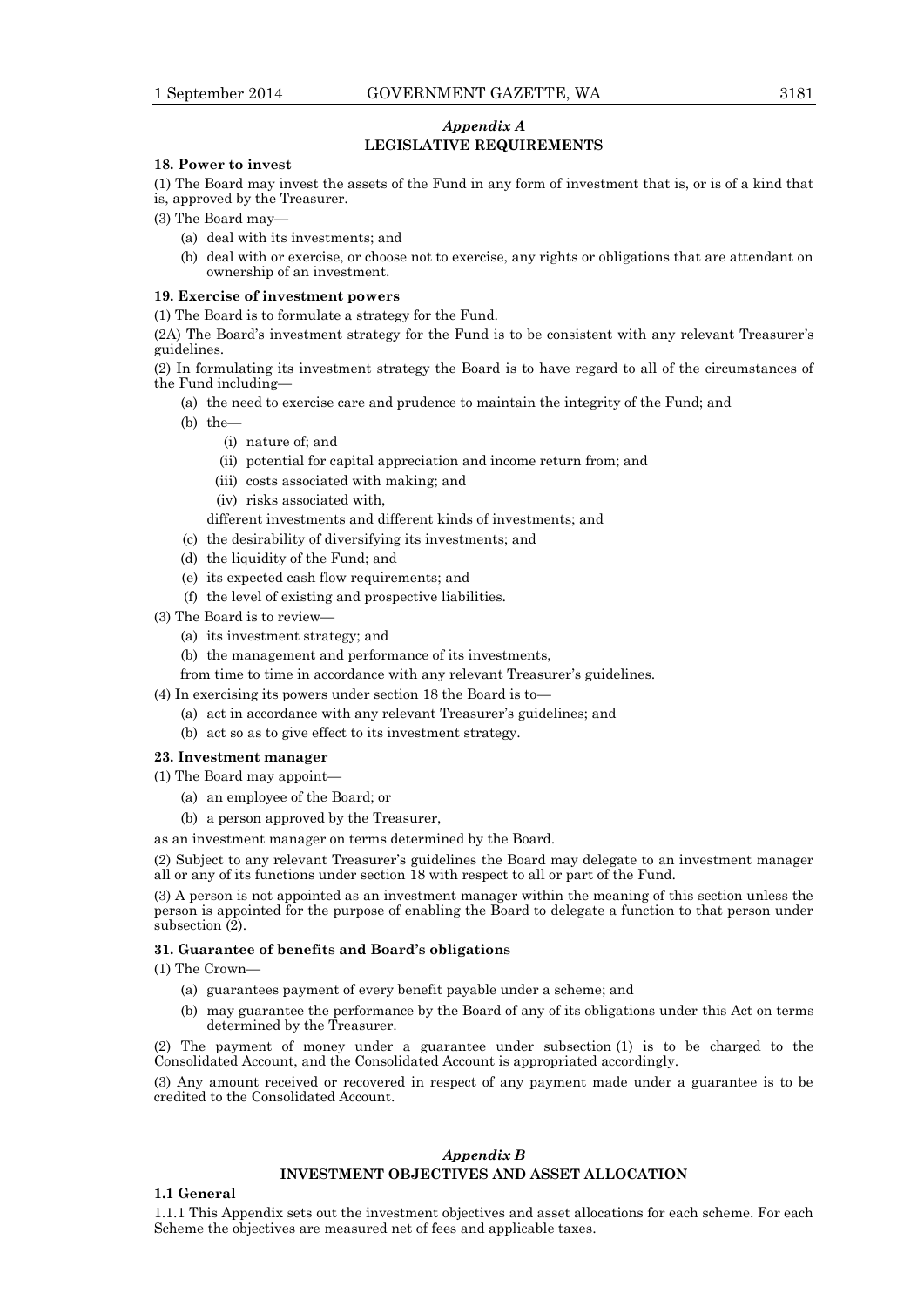## *Appendix A*
## LEGISLATIVE REQUIREMENTS

**18. Power to invest**

(1) The Board may invest the assets of the Fund in any form of investment that is, or is of a kind that is, approved by the Treasurer.

(3) The Board may—

- (a) deal with its investments; and
- (b) deal with or exercise, or choose not to exercise, any rights or obligations that are attendant on ownership of an investment.

**19. Exercise of investment powers**

(1) The Board is to formulate a strategy for the Fund.

(2A) The Board's investment strategy for the Fund is to be consistent with any relevant Treasurer's guidelines.

(2) In formulating its investment strategy the Board is to have regard to all of the circumstances of the Fund including—

- (a) the need to exercise care and prudence to maintain the integrity of the Fund; and
- (b) the—
  - (i) nature of; and
  - (ii) potential for capital appreciation and income return from; and
  - (iii) costs associated with making; and
  - (iv) risks associated with,

  different investments and different kinds of investments; and
- (c) the desirability of diversifying its investments; and
- (d) the liquidity of the Fund; and
- (e) its expected cash flow requirements; and
- (f) the level of existing and prospective liabilities.

(3) The Board is to review—

- (a) its investment strategy; and
- (b) the management and performance of its investments,

from time to time in accordance with any relevant Treasurer's guidelines.

(4) In exercising its powers under section 18 the Board is to—

- (a) act in accordance with any relevant Treasurer's guidelines; and
- (b) act so as to give effect to its investment strategy.

**23. Investment manager**

(1) The Board may appoint—

- (a) an employee of the Board; or
- (b) a person approved by the Treasurer,

as an investment manager on terms determined by the Board.

(2) Subject to any relevant Treasurer's guidelines the Board may delegate to an investment manager all or any of its functions under section 18 with respect to all or part of the Fund.

(3) A person is not appointed as an investment manager within the meaning of this section unless the person is appointed for the purpose of enabling the Board to delegate a function to that person under subsection (2).

**31. Guarantee of benefits and Board's obligations**

(1) The Crown—

- (a) guarantees payment of every benefit payable under a scheme; and
- (b) may guarantee the performance by the Board of any of its obligations under this Act on terms determined by the Treasurer.

(2) The payment of money under a guarantee under subsection (1) is to be charged to the Consolidated Account, and the Consolidated Account is appropriated accordingly.

(3) Any amount received or recovered in respect of any payment made under a guarantee is to be credited to the Consolidated Account.

## *Appendix B*
## INVESTMENT OBJECTIVES AND ASSET ALLOCATION

**1.1 General**

1.1.1 This Appendix sets out the investment objectives and asset allocations for each scheme. For each Scheme the objectives are measured net of fees and applicable taxes.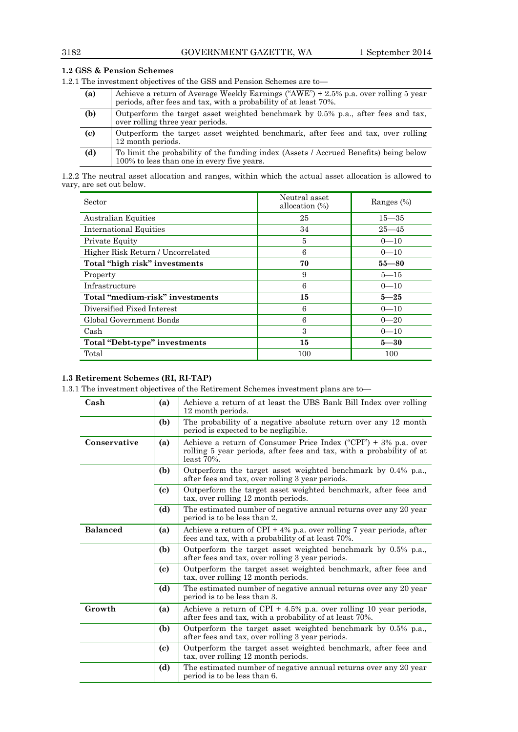### 1.2 GSS & Pension Schemes

1.2.1 The investment objectives of the GSS and Pension Schemes are to—

| | |
|---|---|
| **(a)** | Achieve a return of Average Weekly Earnings ("AWE") + 2.5% p.a. over rolling 5 year periods, after fees and tax, with a probability of at least 70%. |
| **(b)** | Outperform the target asset weighted benchmark by 0.5% p.a., after fees and tax, over rolling three year periods. |
| **(c)** | Outperform the target asset weighted benchmark, after fees and tax, over rolling 12 month periods. |
| **(d)** | To limit the probability of the funding index (Assets / Accrued Benefits) being below 100% to less than one in every five years. |

1.2.2 The neutral asset allocation and ranges, within which the actual asset allocation is allowed to vary, are set out below.

| Sector | Neutral asset allocation (%) | Ranges (%) |
|---|---|---|
| Australian Equities | 25 | 15—35 |
| International Equities | 34 | 25—45 |
| Private Equity | 5 | 0—10 |
| Higher Risk Return / Uncorrelated | 6 | 0—10 |
| **Total "high risk" investments** | **70** | **55—80** |
| Property | 9 | 5—15 |
| Infrastructure | 6 | 0—10 |
| **Total "medium-risk" investments** | **15** | **5—25** |
| Diversified Fixed Interest | 6 | 0—10 |
| Global Government Bonds | 6 | 0—20 |
| Cash | 3 | 0—10 |
| **Total "Debt-type" investments** | **15** | **5—30** |
| Total | 100 | 100 |

### 1.3 Retirement Schemes (RI, RI-TAP)

1.3.1 The investment objectives of the Retirement Schemes investment plans are to—

| | | |
|---|---|---|
| **Cash** | **(a)** | Achieve a return of at least the UBS Bank Bill Index over rolling 12 month periods. |
| | **(b)** | The probability of a negative absolute return over any 12 month period is expected to be negligible. |
| **Conservative** | **(a)** | Achieve a return of Consumer Price Index ("CPI") + 3% p.a. over rolling 5 year periods, after fees and tax, with a probability of at least 70%. |
| | **(b)** | Outperform the target asset weighted benchmark by 0.4% p.a., after fees and tax, over rolling 3 year periods. |
| | **(c)** | Outperform the target asset weighted benchmark, after fees and tax, over rolling 12 month periods. |
| | **(d)** | The estimated number of negative annual returns over any 20 year period is to be less than 2. |
| **Balanced** | **(a)** | Achieve a return of CPI + 4% p.a. over rolling 7 year periods, after fees and tax, with a probability of at least 70%. |
| | **(b)** | Outperform the target asset weighted benchmark by 0.5% p.a., after fees and tax, over rolling 3 year periods. |
| | **(c)** | Outperform the target asset weighted benchmark, after fees and tax, over rolling 12 month periods. |
| | **(d)** | The estimated number of negative annual returns over any 20 year period is to be less than 3. |
| **Growth** | **(a)** | Achieve a return of CPI + 4.5% p.a. over rolling 10 year periods, after fees and tax, with a probability of at least 70%. |
| | **(b)** | Outperform the target asset weighted benchmark by 0.5% p.a., after fees and tax, over rolling 3 year periods. |
| | **(c)** | Outperform the target asset weighted benchmark, after fees and tax, over rolling 12 month periods. |
| | **(d)** | The estimated number of negative annual returns over any 20 year period is to be less than 6. |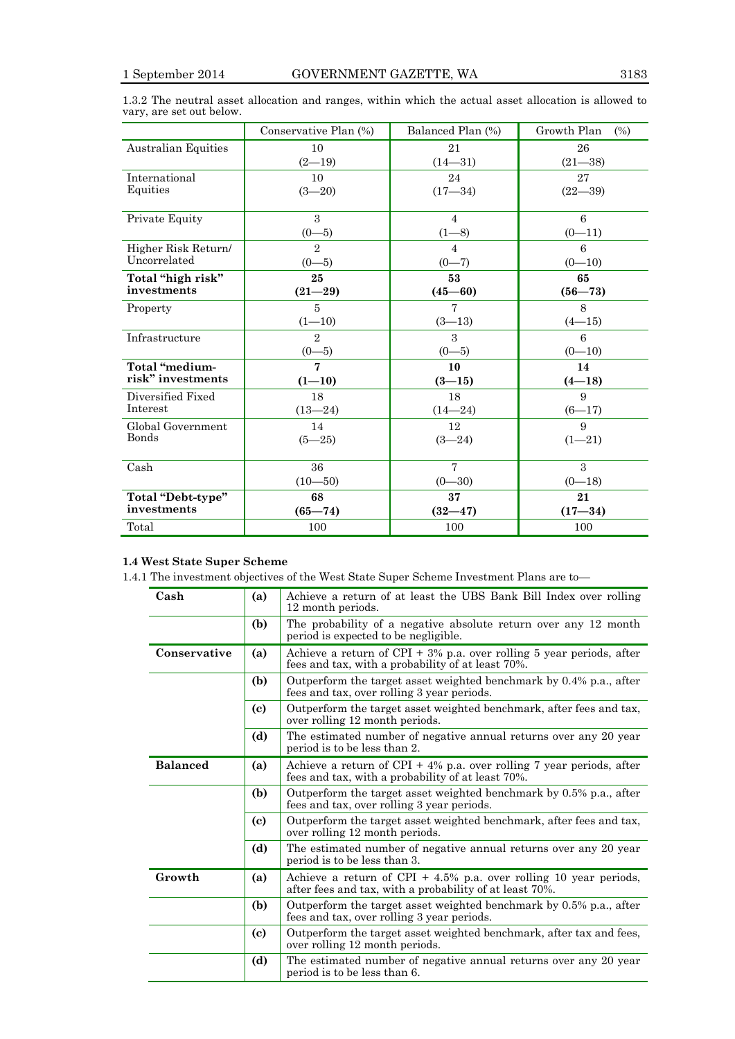1.3.2 The neutral asset allocation and ranges, within which the actual asset allocation is allowed to vary, are set out below.

| | Conservative Plan (%) | Balanced Plan (%) | Growth Plan (%) |
|---|---|---|---|
| Australian Equities | 10<br>(2—19) | 21<br>(14—31) | 26<br>(21—38) |
| International Equities | 10<br>(3—20) | 24<br>(17—34) | 27<br>(22—39) |
| Private Equity | 3<br>(0—5) | 4<br>(1—8) | 6<br>(0—11) |
| Higher Risk Return/ Uncorrelated | 2<br>(0—5) | 4<br>(0—7) | 6<br>(0—10) |
| **Total "high risk" investments** | **25**<br>**(21—29)** | **53**<br>**(45—60)** | **65**<br>**(56—73)** |
| Property | 5<br>(1—10) | 7<br>(3—13) | 8<br>(4—15) |
| Infrastructure | 2<br>(0—5) | 3<br>(0—5) | 6<br>(0—10) |
| **Total "medium-risk" investments** | **7**<br>**(1—10)** | **10**<br>**(3—15)** | **14**<br>**(4—18)** |
| Diversified Fixed Interest | 18<br>(13—24) | 18<br>(14—24) | 9<br>(6—17) |
| Global Government Bonds | 14<br>(5—25) | 12<br>(3—24) | 9<br>(1—21) |
| Cash | 36<br>(10—50) | 7<br>(0—30) | 3<br>(0—18) |
| **Total "Debt-type" investments** | **68**<br>**(65—74)** | **37**<br>**(32—47)** | **21**<br>**(17—34)** |
| Total | 100 | 100 | 100 |

**1.4 West State Super Scheme**

1.4.1 The investment objectives of the West State Super Scheme Investment Plans are to—

| | | |
|---|---|---|
| **Cash** | **(a)** | Achieve a return of at least the UBS Bank Bill Index over rolling 12 month periods. |
| | **(b)** | The probability of a negative absolute return over any 12 month period is expected to be negligible. |
| **Conservative** | **(a)** | Achieve a return of CPI + 3% p.a. over rolling 5 year periods, after fees and tax, with a probability of at least 70%. |
| | **(b)** | Outperform the target asset weighted benchmark by 0.4% p.a., after fees and tax, over rolling 3 year periods. |
| | **(c)** | Outperform the target asset weighted benchmark, after fees and tax, over rolling 12 month periods. |
| | **(d)** | The estimated number of negative annual returns over any 20 year period is to be less than 2. |
| **Balanced** | **(a)** | Achieve a return of CPI + 4% p.a. over rolling 7 year periods, after fees and tax, with a probability of at least 70%. |
| | **(b)** | Outperform the target asset weighted benchmark by 0.5% p.a., after fees and tax, over rolling 3 year periods. |
| | **(c)** | Outperform the target asset weighted benchmark, after fees and tax, over rolling 12 month periods. |
| | **(d)** | The estimated number of negative annual returns over any 20 year period is to be less than 3. |
| **Growth** | **(a)** | Achieve a return of CPI + 4.5% p.a. over rolling 10 year periods, after fees and tax, with a probability of at least 70%. |
| | **(b)** | Outperform the target asset weighted benchmark by 0.5% p.a., after fees and tax, over rolling 3 year periods. |
| | **(c)** | Outperform the target asset weighted benchmark, after tax and fees, over rolling 12 month periods. |
| | **(d)** | The estimated number of negative annual returns over any 20 year period is to be less than 6. |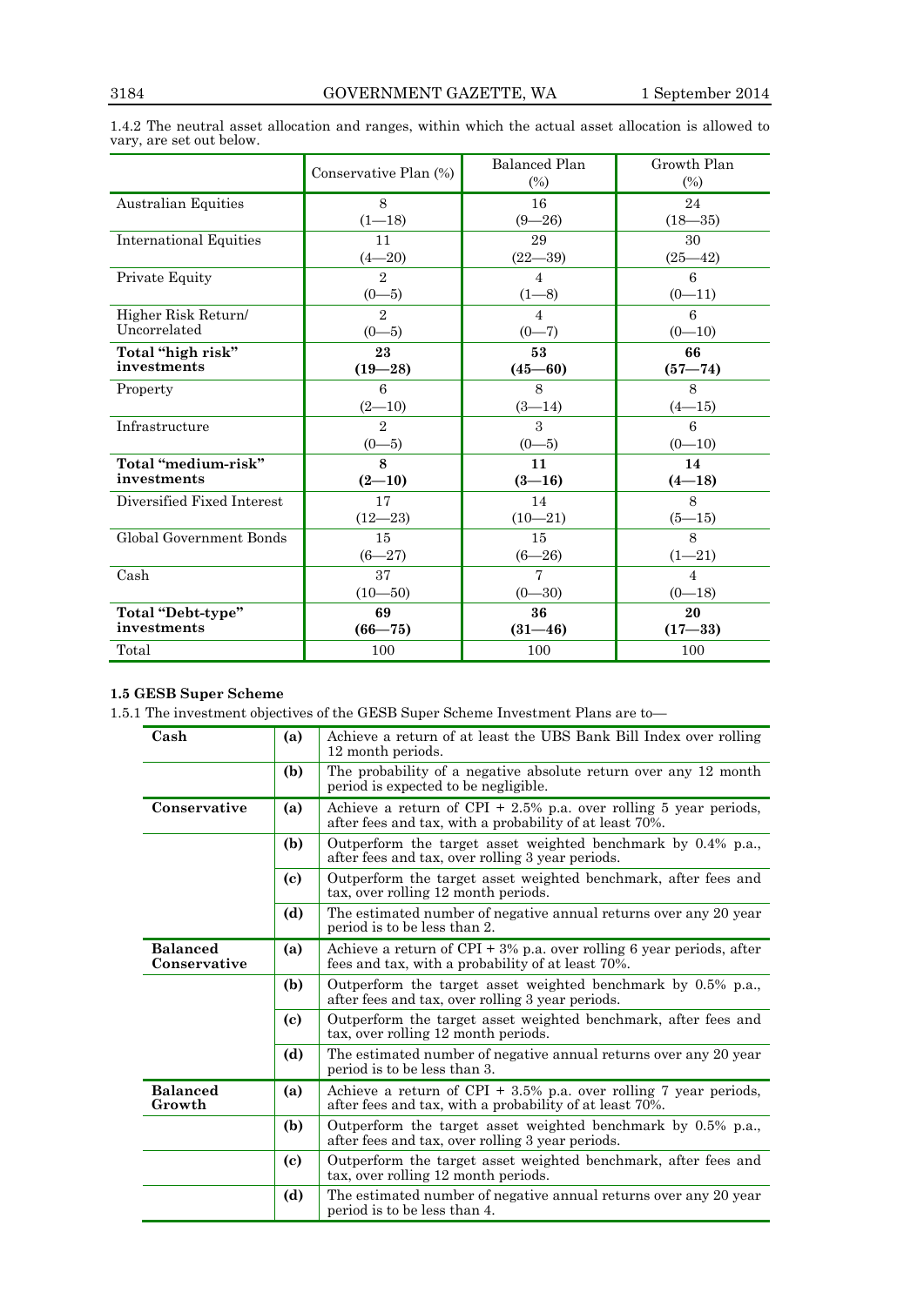1.4.2 The neutral asset allocation and ranges, within which the actual asset allocation is allowed to vary, are set out below.

| | Conservative Plan (%) | Balanced Plan (%) | Growth Plan (%) |
|---|---|---|---|
| Australian Equities | 8 (1—18) | 16 (9—26) | 24 (18—35) |
| International Equities | 11 (4—20) | 29 (22—39) | 30 (25—42) |
| Private Equity | 2 (0—5) | 4 (1—8) | 6 (0—11) |
| Higher Risk Return/ Uncorrelated | 2 (0—5) | 4 (0—7) | 6 (0—10) |
| **Total "high risk" investments** | **23 (19—28)** | **53 (45—60)** | **66 (57—74)** |
| Property | 6 (2—10) | 8 (3—14) | 8 (4—15) |
| Infrastructure | 2 (0—5) | 3 (0—5) | 6 (0—10) |
| **Total "medium-risk" investments** | **8 (2—10)** | **11 (3—16)** | **14 (4—18)** |
| Diversified Fixed Interest | 17 (12—23) | 14 (10—21) | 8 (5—15) |
| Global Government Bonds | 15 (6—27) | 15 (6—26) | 8 (1—21) |
| Cash | 37 (10—50) | 7 (0—30) | 4 (0—18) |
| **Total "Debt-type" investments** | **69 (66—75)** | **36 (31—46)** | **20 (17—33)** |
| Total | 100 | 100 | 100 |

### 1.5 GESB Super Scheme

1.5.1 The investment objectives of the GESB Super Scheme Investment Plans are to—

| | | |
|---|---|---|
| **Cash** | **(a)** | Achieve a return of at least the UBS Bank Bill Index over rolling 12 month periods. |
| | **(b)** | The probability of a negative absolute return over any 12 month period is expected to be negligible. |
| **Conservative** | **(a)** | Achieve a return of CPI + 2.5% p.a. over rolling 5 year periods, after fees and tax, with a probability of at least 70%. |
| | **(b)** | Outperform the target asset weighted benchmark by 0.4% p.a., after fees and tax, over rolling 3 year periods. |
| | **(c)** | Outperform the target asset weighted benchmark, after fees and tax, over rolling 12 month periods. |
| | **(d)** | The estimated number of negative annual returns over any 20 year period is to be less than 2. |
| **Balanced Conservative** | **(a)** | Achieve a return of CPI + 3% p.a. over rolling 6 year periods, after fees and tax, with a probability of at least 70%. |
| | **(b)** | Outperform the target asset weighted benchmark by 0.5% p.a., after fees and tax, over rolling 3 year periods. |
| | **(c)** | Outperform the target asset weighted benchmark, after fees and tax, over rolling 12 month periods. |
| | **(d)** | The estimated number of negative annual returns over any 20 year period is to be less than 3. |
| **Balanced Growth** | **(a)** | Achieve a return of CPI + 3.5% p.a. over rolling 7 year periods, after fees and tax, with a probability of at least 70%. |
| | **(b)** | Outperform the target asset weighted benchmark by 0.5% p.a., after fees and tax, over rolling 3 year periods. |
| | **(c)** | Outperform the target asset weighted benchmark, after fees and tax, over rolling 12 month periods. |
| | **(d)** | The estimated number of negative annual returns over any 20 year period is to be less than 4. |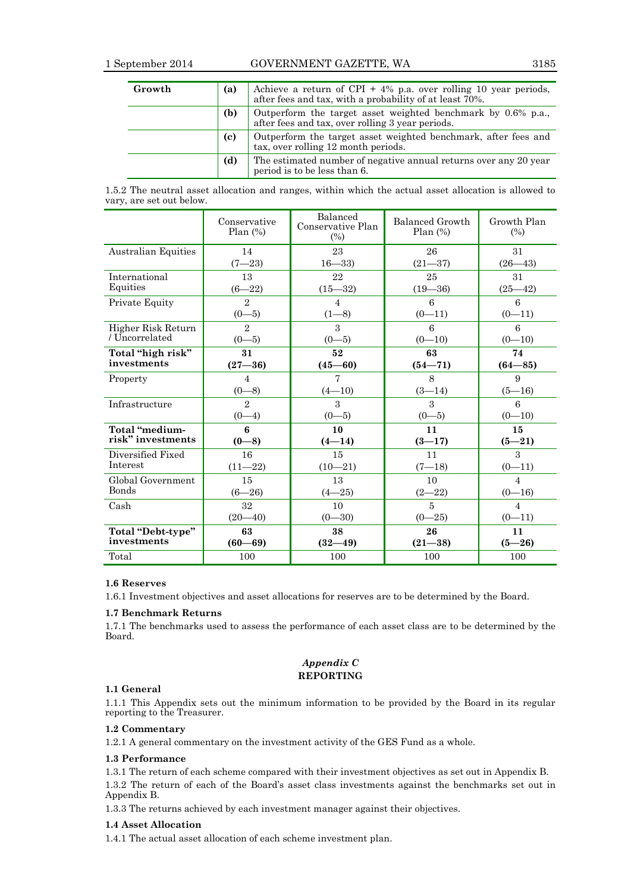| Growth | (a) | Achieve a return of CPI + 4% p.a. over rolling 10 year periods, after fees and tax, with a probability of at least 70%. |
|---|---|---|
| | (b) | Outperform the target asset weighted benchmark by 0.6% p.a., after fees and tax, over rolling 3 year periods. |
| | (c) | Outperform the target asset weighted benchmark, after fees and tax, over rolling 12 month periods. |
| | (d) | The estimated number of negative annual returns over any 20 year period is to be less than 6. |

1.5.2 The neutral asset allocation and ranges, within which the actual asset allocation is allowed to vary, are set out below.

| | Conservative Plan (%) | Balanced Conservative Plan (%) | Balanced Growth Plan (%) | Growth Plan (%) |
|---|---|---|---|---|
| Australian Equities | 14<br>(7—23) | 23<br>16—33) | 26<br>(21—37) | 31<br>(26—43) |
| International Equities | 13<br>(6—22) | 22<br>(15—32) | 25<br>(19—36) | 31<br>(25—42) |
| Private Equity | 2<br>(0—5) | 4<br>(1—8) | 6<br>(0—11) | 6<br>(0—11) |
| Higher Risk Return / Uncorrelated | 2<br>(0—5) | 3<br>(0—5) | 6<br>(0—10) | 6<br>(0—10) |
| **Total "high risk" investments** | **31<br>(27—36)** | **52<br>(45—60)** | **63<br>(54—71)** | **74<br>(64—85)** |
| Property | 4<br>(0—8) | 7<br>(4—10) | 8<br>(3—14) | 9<br>(5—16) |
| Infrastructure | 2<br>(0—4) | 3<br>(0—5) | 3<br>(0—5) | 6<br>(0—10) |
| **Total "medium-risk" investments** | **6<br>(0—8)** | **10<br>(4—14)** | **11<br>(3—17)** | **15<br>(5—21)** |
| Diversified Fixed Interest | 16<br>(11—22) | 15<br>(10—21) | 11<br>(7—18) | 3<br>(0—11) |
| Global Government Bonds | 15<br>(6—26) | 13<br>(4—25) | 10<br>(2—22) | 4<br>(0—16) |
| Cash | 32<br>(20—40) | 10<br>(0—30) | 5<br>(0—25) | 4<br>(0—11) |
| **Total "Debt-type" investments** | **63<br>(60—69)** | **38<br>(32—49)** | **26<br>(21—38)** | **11<br>(5—26)** |
| Total | 100 | 100 | 100 | 100 |

**1.6 Reserves**

1.6.1 Investment objectives and asset allocations for reserves are to be determined by the Board.

**1.7 Benchmark Returns**

1.7.1 The benchmarks used to assess the performance of each asset class are to be determined by the Board.

*Appendix C*
**REPORTING**

**1.1 General**

1.1.1 This Appendix sets out the minimum information to be provided by the Board in its regular reporting to the Treasurer.

**1.2 Commentary**

1.2.1 A general commentary on the investment activity of the GES Fund as a whole.

**1.3 Performance**

1.3.1 The return of each scheme compared with their investment objectives as set out in Appendix B.

1.3.2 The return of each of the Board's asset class investments against the benchmarks set out in Appendix B.

1.3.3 The returns achieved by each investment manager against their objectives.

**1.4 Asset Allocation**

1.4.1 The actual asset allocation of each scheme investment plan.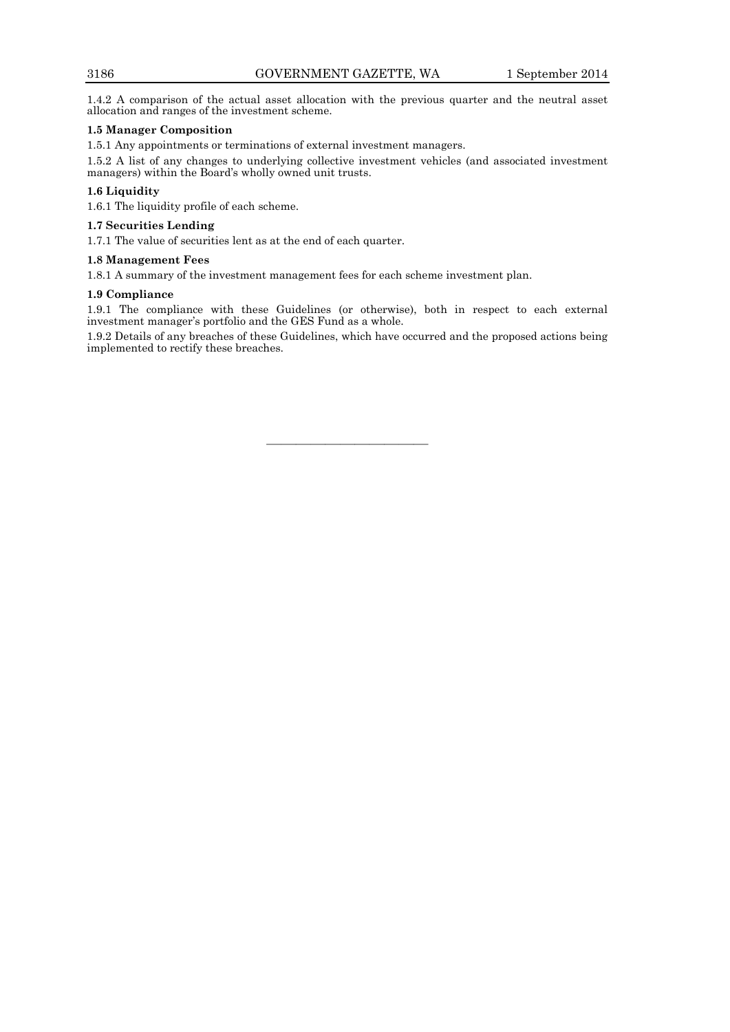1.4.2 A comparison of the actual asset allocation with the previous quarter and the neutral asset allocation and ranges of the investment scheme.

**1.5 Manager Composition**

1.5.1 Any appointments or terminations of external investment managers.

1.5.2 A list of any changes to underlying collective investment vehicles (and associated investment managers) within the Board's wholly owned unit trusts.

**1.6 Liquidity**

1.6.1 The liquidity profile of each scheme.

**1.7 Securities Lending**

1.7.1 The value of securities lent as at the end of each quarter.

**1.8 Management Fees**

1.8.1 A summary of the investment management fees for each scheme investment plan.

**1.9 Compliance**

1.9.1 The compliance with these Guidelines (or otherwise), both in respect to each external investment manager's portfolio and the GES Fund as a whole.

1.9.2 Details of any breaches of these Guidelines, which have occurred and the proposed actions being implemented to rectify these breaches.

---